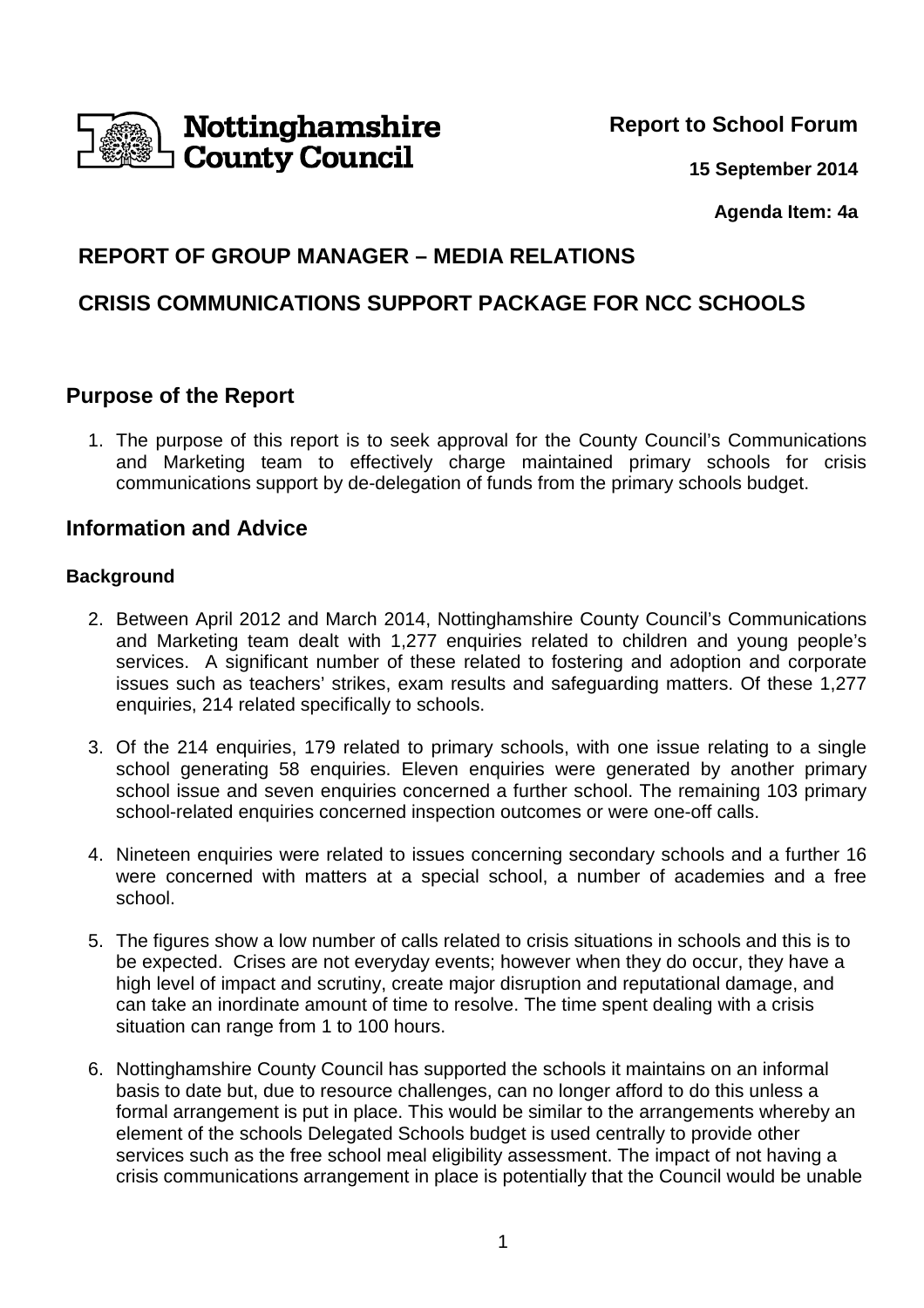Nottinghamshire County Council

**Report to School Forum**

**15 September 2014**

**Agenda Item: 4a**

## REPORT OF GROUP MANAGER – MEDIA RELATIONS

## CRISIS COMMUNICATIONS SUPPORT PACKAGE FOR NCC SCHOOLS

## Purpose of the Report

1. The purpose of this report is to seek approval for the County Council's Communications and Marketing team to effectively charge maintained primary schools for crisis communications support by de-delegation of funds from the primary schools budget.

## Information and Advice

### Background

2. Between April 2012 and March 2014, Nottinghamshire County Council's Communications and Marketing team dealt with 1,277 enquiries related to children and young people's services. A significant number of these related to fostering and adoption and corporate issues such as teachers' strikes, exam results and safeguarding matters. Of these 1,277 enquiries, 214 related specifically to schools.

3. Of the 214 enquiries, 179 related to primary schools, with one issue relating to a single school generating 58 enquiries. Eleven enquiries were generated by another primary school issue and seven enquiries concerned a further school. The remaining 103 primary school-related enquiries concerned inspection outcomes or were one-off calls.

4. Nineteen enquiries were related to issues concerning secondary schools and a further 16 were concerned with matters at a special school, a number of academies and a free school.

5. The figures show a low number of calls related to crisis situations in schools and this is to be expected. Crises are not everyday events; however when they do occur, they have a high level of impact and scrutiny, create major disruption and reputational damage, and can take an inordinate amount of time to resolve. The time spent dealing with a crisis situation can range from 1 to 100 hours.

6. Nottinghamshire County Council has supported the schools it maintains on an informal basis to date but, due to resource challenges, can no longer afford to do this unless a formal arrangement is put in place. This would be similar to the arrangements whereby an element of the schools Delegated Schools budget is used centrally to provide other services such as the free school meal eligibility assessment. The impact of not having a crisis communications arrangement in place is potentially that the Council would be unable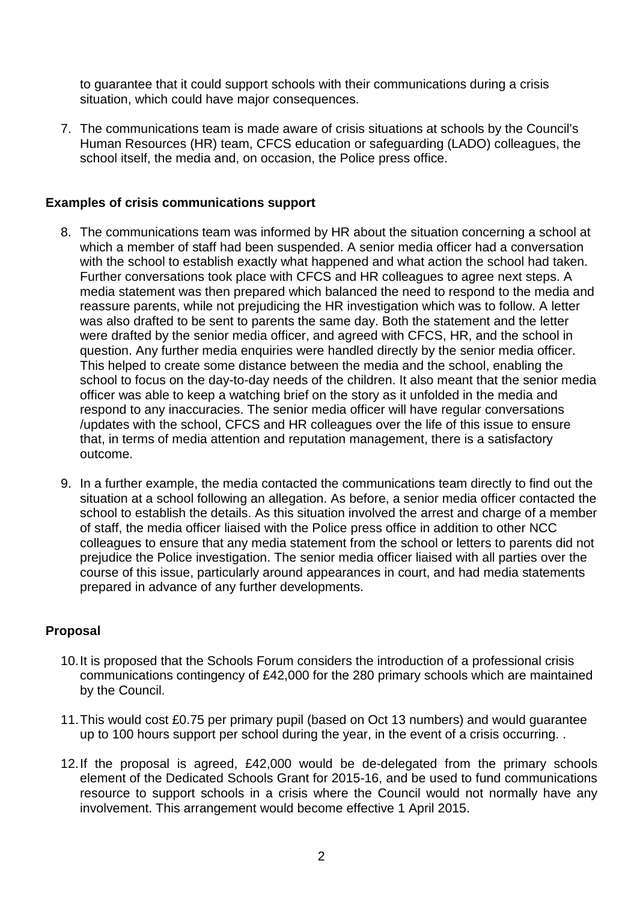to guarantee that it could support schools with their communications during a crisis situation, which could have major consequences.

7. The communications team is made aware of crisis situations at schools by the Council's Human Resources (HR) team, CFCS education or safeguarding (LADO) colleagues, the school itself, the media and, on occasion, the Police press office.

## Examples of crisis communications support

8. The communications team was informed by HR about the situation concerning a school at which a member of staff had been suspended. A senior media officer had a conversation with the school to establish exactly what happened and what action the school had taken. Further conversations took place with CFCS and HR colleagues to agree next steps. A media statement was then prepared which balanced the need to respond to the media and reassure parents, while not prejudicing the HR investigation which was to follow. A letter was also drafted to be sent to parents the same day. Both the statement and the letter were drafted by the senior media officer, and agreed with CFCS, HR, and the school in question. Any further media enquiries were handled directly by the senior media officer. This helped to create some distance between the media and the school, enabling the school to focus on the day-to-day needs of the children. It also meant that the senior media officer was able to keep a watching brief on the story as it unfolded in the media and respond to any inaccuracies. The senior media officer will have regular conversations /updates with the school, CFCS and HR colleagues over the life of this issue to ensure that, in terms of media attention and reputation management, there is a satisfactory outcome.

9. In a further example, the media contacted the communications team directly to find out the situation at a school following an allegation. As before, a senior media officer contacted the school to establish the details. As this situation involved the arrest and charge of a member of staff, the media officer liaised with the Police press office in addition to other NCC colleagues to ensure that any media statement from the school or letters to parents did not prejudice the Police investigation. The senior media officer liaised with all parties over the course of this issue, particularly around appearances in court, and had media statements prepared in advance of any further developments.

## Proposal

10. It is proposed that the Schools Forum considers the introduction of a professional crisis communications contingency of £42,000 for the 280 primary schools which are maintained by the Council.

11. This would cost £0.75 per primary pupil (based on Oct 13 numbers) and would guarantee up to 100 hours support per school during the year, in the event of a crisis occurring. .

12. If the proposal is agreed, £42,000 would be de-delegated from the primary schools element of the Dedicated Schools Grant for 2015-16, and be used to fund communications resource to support schools in a crisis where the Council would not normally have any involvement. This arrangement would become effective 1 April 2015.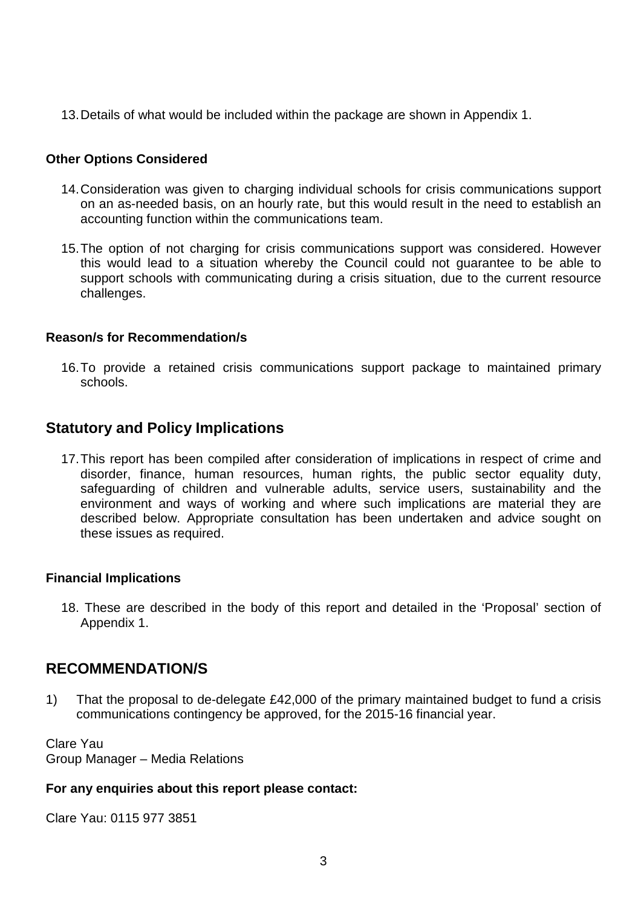13. Details of what would be included within the package are shown in Appendix 1.

**Other Options Considered**

14. Consideration was given to charging individual schools for crisis communications support on an as-needed basis, on an hourly rate, but this would result in the need to establish an accounting function within the communications team.

15. The option of not charging for crisis communications support was considered. However this would lead to a situation whereby the Council could not guarantee to be able to support schools with communicating during a crisis situation, due to the current resource challenges.

**Reason/s for Recommendation/s**

16. To provide a retained crisis communications support package to maintained primary schools.

## Statutory and Policy Implications

17. This report has been compiled after consideration of implications in respect of crime and disorder, finance, human resources, human rights, the public sector equality duty, safeguarding of children and vulnerable adults, service users, sustainability and the environment and ways of working and where such implications are material they are described below. Appropriate consultation has been undertaken and advice sought on these issues as required.

**Financial Implications**

18. These are described in the body of this report and detailed in the 'Proposal' section of Appendix 1.

## RECOMMENDATION/S

1) That the proposal to de-delegate £42,000 of the primary maintained budget to fund a crisis communications contingency be approved, for the 2015-16 financial year.

Clare Yau
Group Manager – Media Relations

**For any enquiries about this report please contact:**

Clare Yau: 0115 977 3851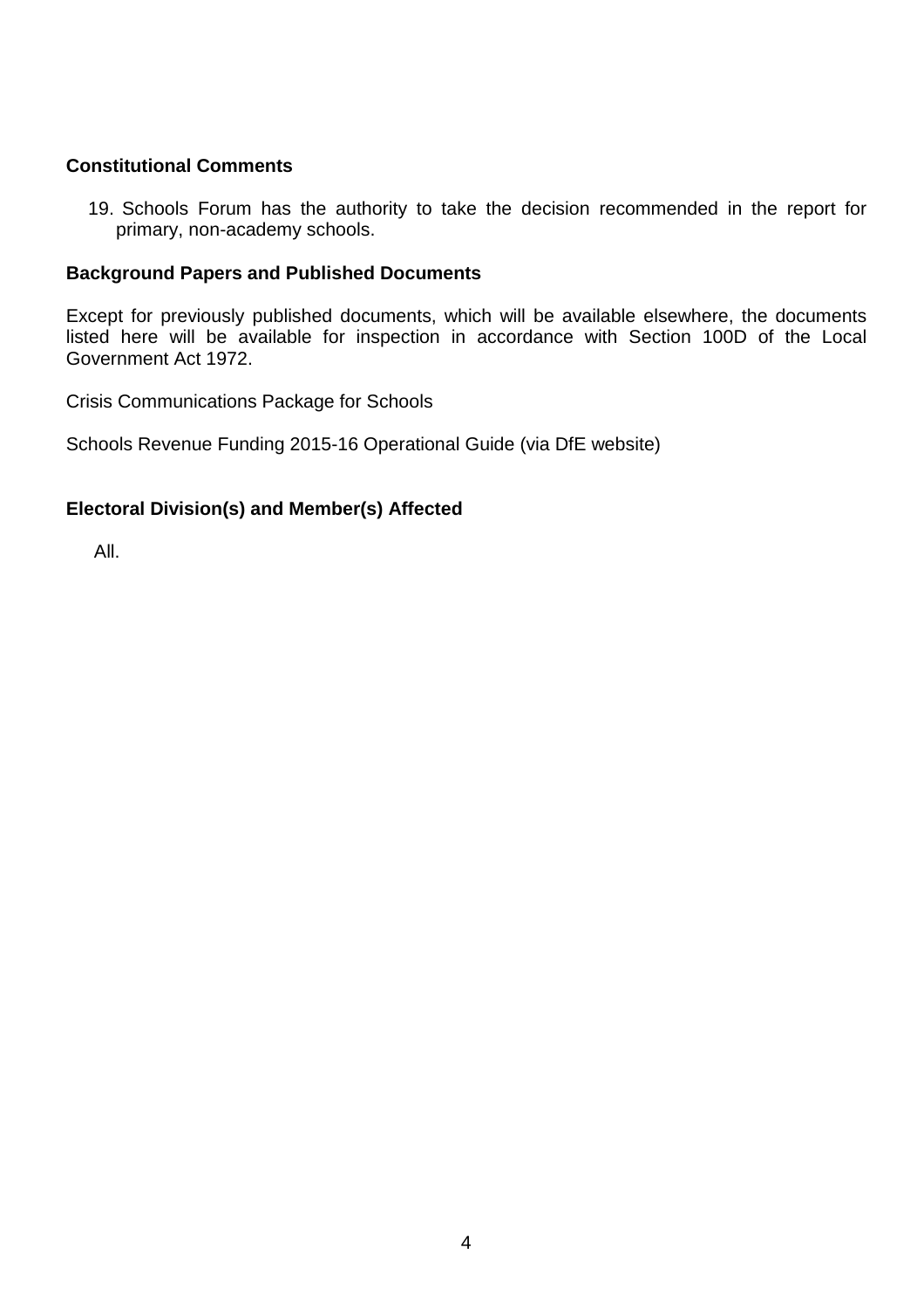**Constitutional Comments**

19. Schools Forum has the authority to take the decision recommended in the report for primary, non-academy schools.

**Background Papers and Published Documents**

Except for previously published documents, which will be available elsewhere, the documents listed here will be available for inspection in accordance with Section 100D of the Local Government Act 1972.

Crisis Communications Package for Schools

Schools Revenue Funding 2015-16 Operational Guide (via DfE website)

**Electoral Division(s) and Member(s) Affected**

All.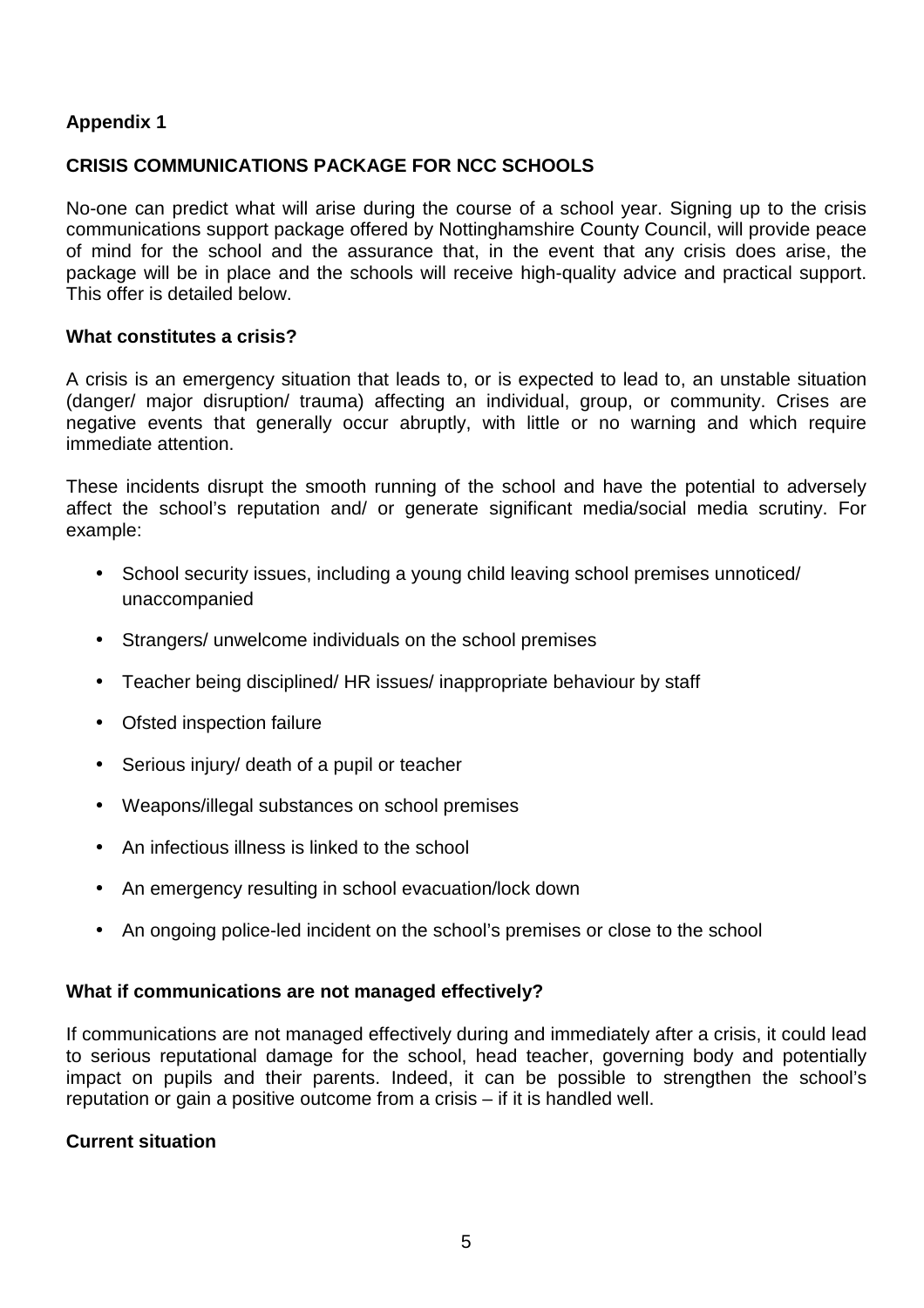**Appendix 1**

**CRISIS COMMUNICATIONS PACKAGE FOR NCC SCHOOLS**

No-one can predict what will arise during the course of a school year. Signing up to the crisis communications support package offered by Nottinghamshire County Council, will provide peace of mind for the school and the assurance that, in the event that any crisis does arise, the package will be in place and the schools will receive high-quality advice and practical support. This offer is detailed below.

**What constitutes a crisis?**

A crisis is an emergency situation that leads to, or is expected to lead to, an unstable situation (danger/ major disruption/ trauma) affecting an individual, group, or community. Crises are negative events that generally occur abruptly, with little or no warning and which require immediate attention.

These incidents disrupt the smooth running of the school and have the potential to adversely affect the school's reputation and/ or generate significant media/social media scrutiny. For example:

- School security issues, including a young child leaving school premises unnoticed/ unaccompanied
- Strangers/ unwelcome individuals on the school premises
- Teacher being disciplined/ HR issues/ inappropriate behaviour by staff
- Ofsted inspection failure
- Serious injury/ death of a pupil or teacher
- Weapons/illegal substances on school premises
- An infectious illness is linked to the school
- An emergency resulting in school evacuation/lock down
- An ongoing police-led incident on the school's premises or close to the school

**What if communications are not managed effectively?**

If communications are not managed effectively during and immediately after a crisis, it could lead to serious reputational damage for the school, head teacher, governing body and potentially impact on pupils and their parents. Indeed, it can be possible to strengthen the school's reputation or gain a positive outcome from a crisis – if it is handled well.

**Current situation**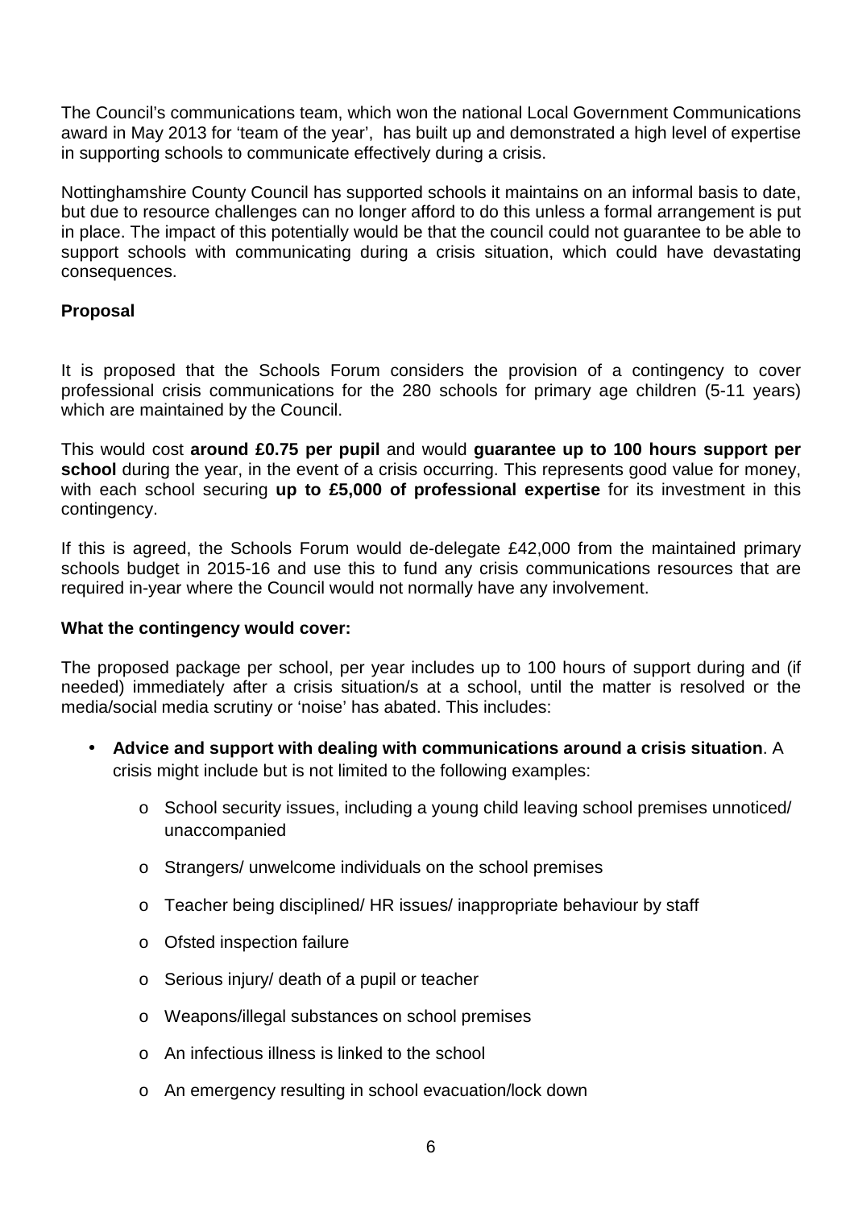The Council's communications team, which won the national Local Government Communications award in May 2013 for 'team of the year', has built up and demonstrated a high level of expertise in supporting schools to communicate effectively during a crisis.

Nottinghamshire County Council has supported schools it maintains on an informal basis to date, but due to resource challenges can no longer afford to do this unless a formal arrangement is put in place. The impact of this potentially would be that the council could not guarantee to be able to support schools with communicating during a crisis situation, which could have devastating consequences.

**Proposal**

It is proposed that the Schools Forum considers the provision of a contingency to cover professional crisis communications for the 280 schools for primary age children (5-11 years) which are maintained by the Council.

This would cost **around £0.75 per pupil** and would **guarantee up to 100 hours support per school** during the year, in the event of a crisis occurring. This represents good value for money, with each school securing **up to £5,000 of professional expertise** for its investment in this contingency.

If this is agreed, the Schools Forum would de-delegate £42,000 from the maintained primary schools budget in 2015-16 and use this to fund any crisis communications resources that are required in-year where the Council would not normally have any involvement.

**What the contingency would cover:**

The proposed package per school, per year includes up to 100 hours of support during and (if needed) immediately after a crisis situation/s at a school, until the matter is resolved or the media/social media scrutiny or 'noise' has abated. This includes:

- **Advice and support with dealing with communications around a crisis situation**. A crisis might include but is not limited to the following examples:
  - School security issues, including a young child leaving school premises unnoticed/ unaccompanied
  - Strangers/ unwelcome individuals on the school premises
  - Teacher being disciplined/ HR issues/ inappropriate behaviour by staff
  - Ofsted inspection failure
  - Serious injury/ death of a pupil or teacher
  - Weapons/illegal substances on school premises
  - An infectious illness is linked to the school
  - An emergency resulting in school evacuation/lock down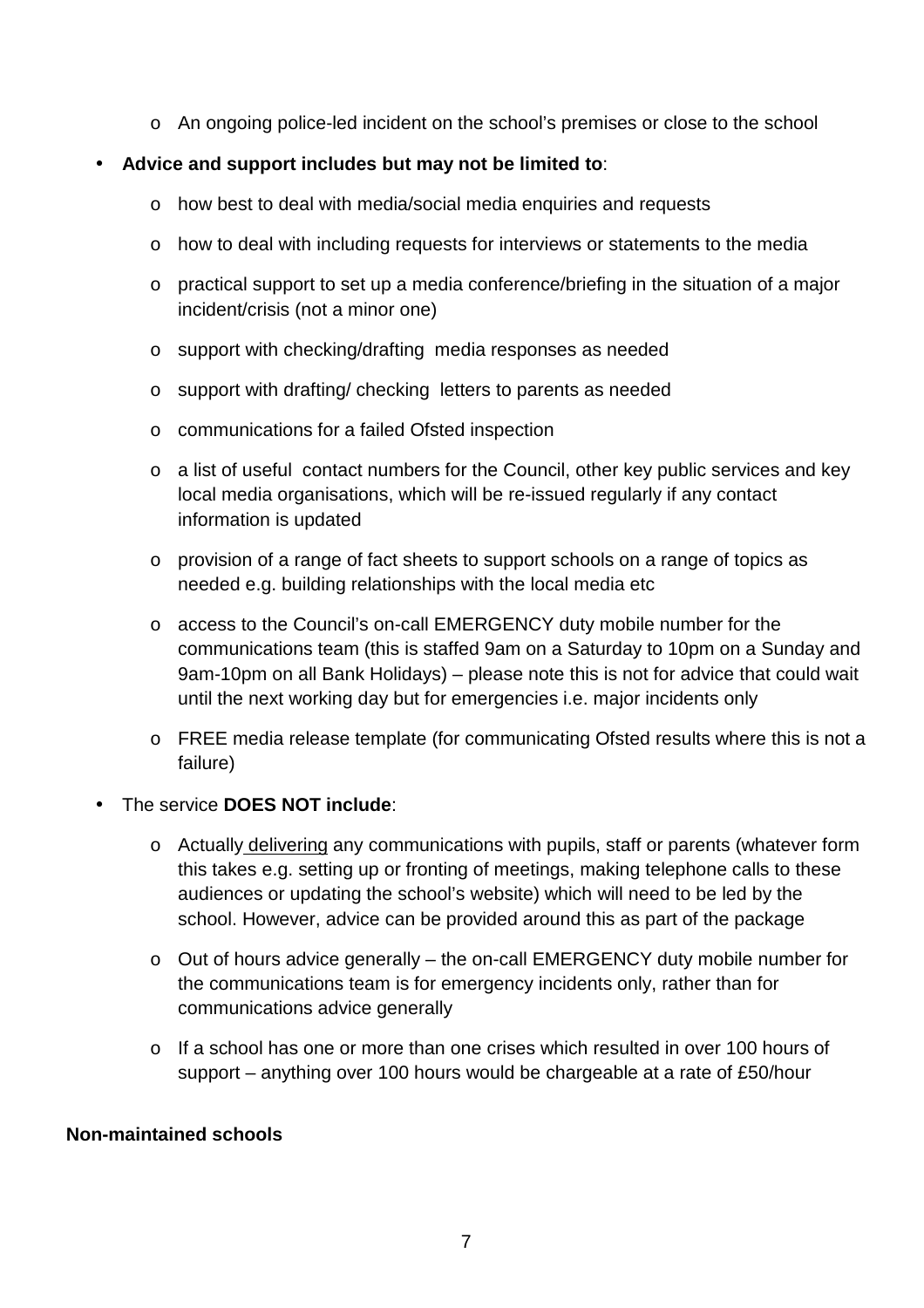- An ongoing police-led incident on the school's premises or close to the school

- **Advice and support includes but may not be limited to**:
  - how best to deal with media/social media enquiries and requests
  - how to deal with including requests for interviews or statements to the media
  - practical support to set up a media conference/briefing in the situation of a major incident/crisis (not a minor one)
  - support with checking/drafting media responses as needed
  - support with drafting/ checking letters to parents as needed
  - communications for a failed Ofsted inspection
  - a list of useful contact numbers for the Council, other key public services and key local media organisations, which will be re-issued regularly if any contact information is updated
  - provision of a range of fact sheets to support schools on a range of topics as needed e.g. building relationships with the local media etc
  - access to the Council's on-call EMERGENCY duty mobile number for the communications team (this is staffed 9am on a Saturday to 10pm on a Sunday and 9am-10pm on all Bank Holidays) – please note this is not for advice that could wait until the next working day but for emergencies i.e. major incidents only
  - FREE media release template (for communicating Ofsted results where this is not a failure)

- The service **DOES NOT include**:
  - Actually delivering any communications with pupils, staff or parents (whatever form this takes e.g. setting up or fronting of meetings, making telephone calls to these audiences or updating the school's website) which will need to be led by the school. However, advice can be provided around this as part of the package
  - Out of hours advice generally – the on-call EMERGENCY duty mobile number for the communications team is for emergency incidents only, rather than for communications advice generally
  - If a school has one or more than one crises which resulted in over 100 hours of support – anything over 100 hours would be chargeable at a rate of £50/hour

**Non-maintained schools**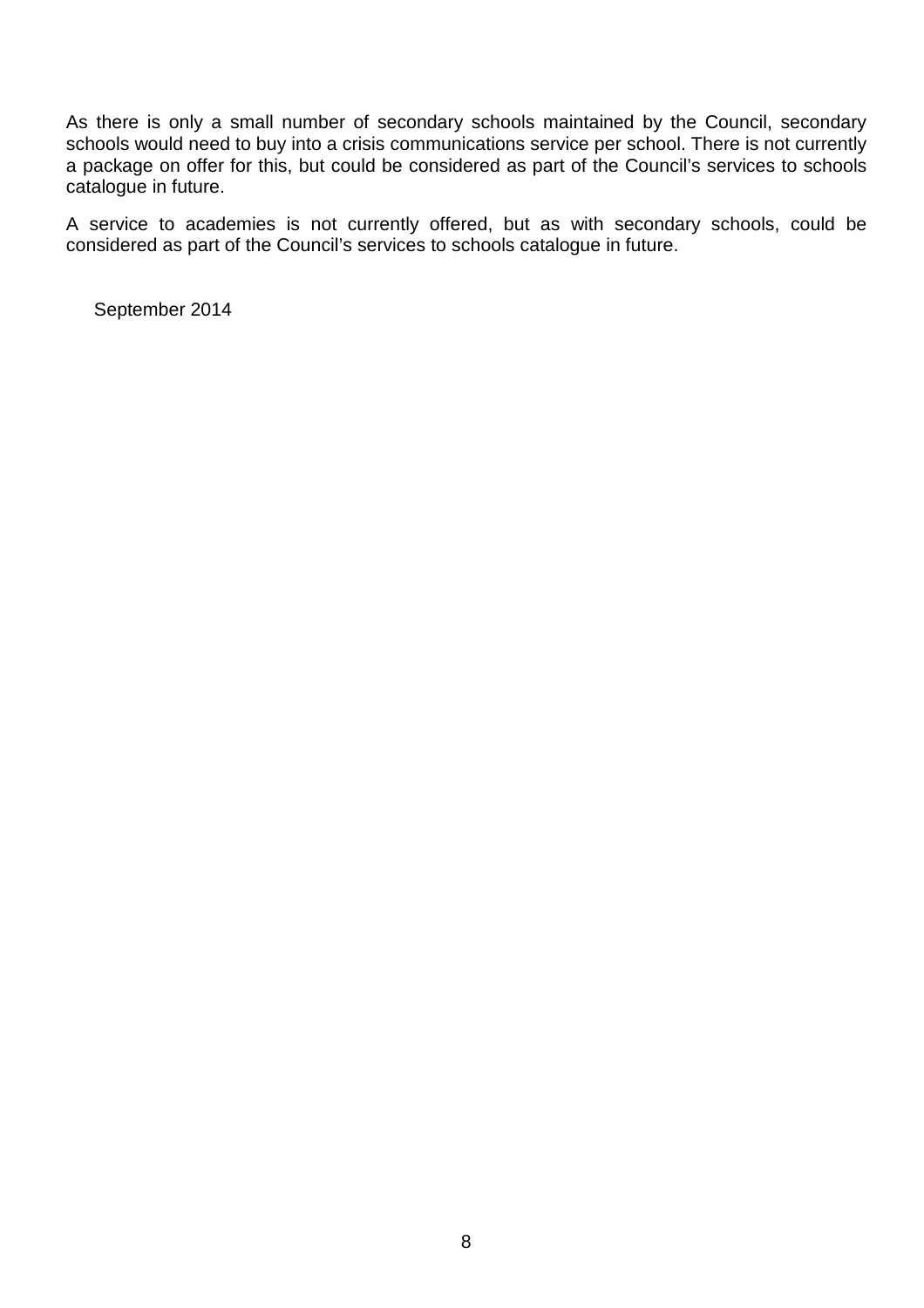As there is only a small number of secondary schools maintained by the Council, secondary schools would need to buy into a crisis communications service per school. There is not currently a package on offer for this, but could be considered as part of the Council's services to schools catalogue in future.

A service to academies is not currently offered, but as with secondary schools, could be considered as part of the Council's services to schools catalogue in future.

September 2014